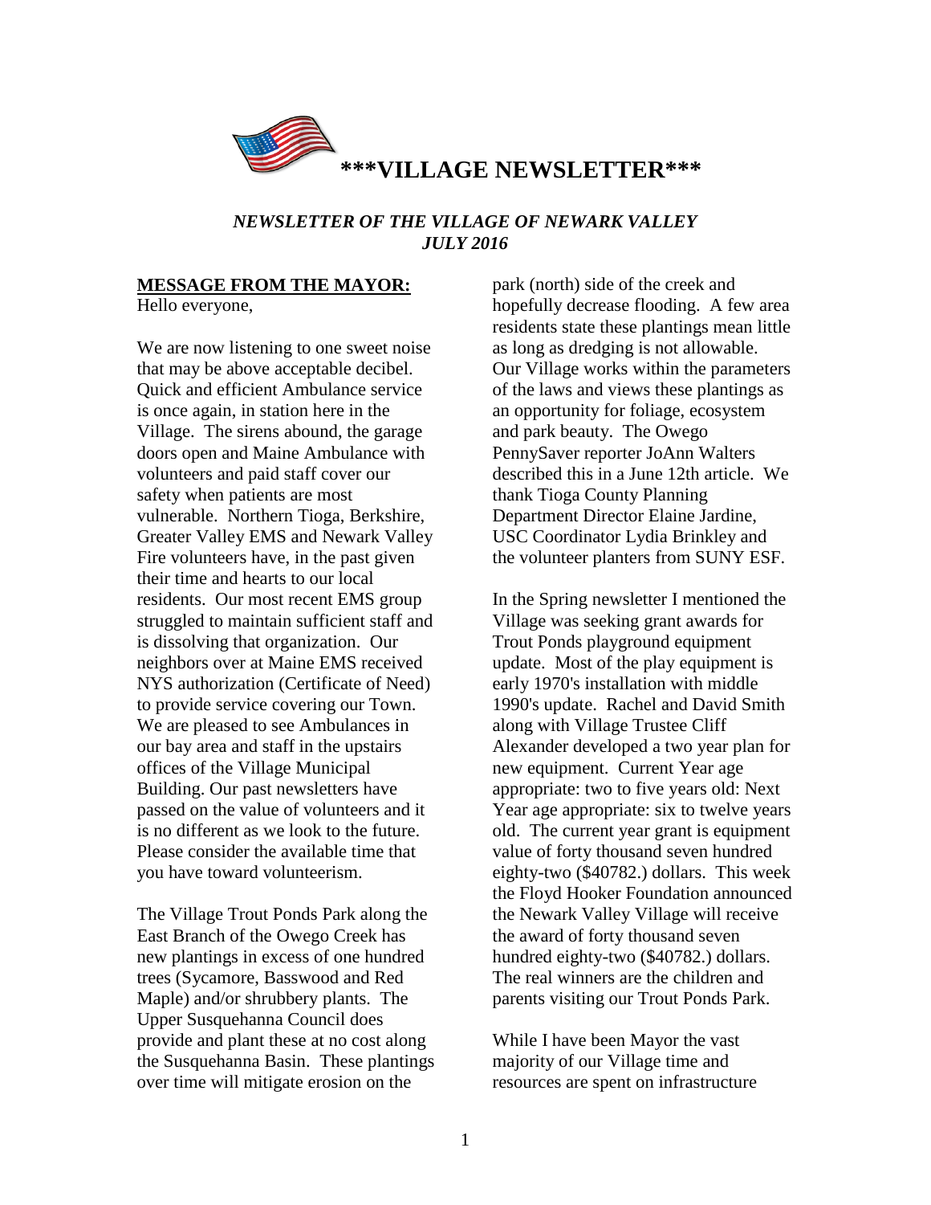# \*\*\*VILLAGE NEWSLETTER\*\*\*

***NEWSLETTER OF THE VILLAGE OF NEWARK VALLEY***
***JULY 2016***

**MESSAGE FROM THE MAYOR:**

Hello everyone,

We are now listening to one sweet noise that may be above acceptable decibel. Quick and efficient Ambulance service is once again, in station here in the Village. The sirens abound, the garage doors open and Maine Ambulance with volunteers and paid staff cover our safety when patients are most vulnerable. Northern Tioga, Berkshire, Greater Valley EMS and Newark Valley Fire volunteers have, in the past given their time and hearts to our local residents. Our most recent EMS group struggled to maintain sufficient staff and is dissolving that organization. Our neighbors over at Maine EMS received NYS authorization (Certificate of Need) to provide service covering our Town. We are pleased to see Ambulances in our bay area and staff in the upstairs offices of the Village Municipal Building. Our past newsletters have passed on the value of volunteers and it is no different as we look to the future. Please consider the available time that you have toward volunteerism.

The Village Trout Ponds Park along the East Branch of the Owego Creek has new plantings in excess of one hundred trees (Sycamore, Basswood and Red Maple) and/or shrubbery plants. The Upper Susquehanna Council does provide and plant these at no cost along the Susquehanna Basin. These plantings over time will mitigate erosion on the park (north) side of the creek and hopefully decrease flooding. A few area residents state these plantings mean little as long as dredging is not allowable. Our Village works within the parameters of the laws and views these plantings as an opportunity for foliage, ecosystem and park beauty. The Owego PennySaver reporter JoAnn Walters described this in a June 12th article. We thank Tioga County Planning Department Director Elaine Jardine, USC Coordinator Lydia Brinkley and the volunteer planters from SUNY ESF.

In the Spring newsletter I mentioned the Village was seeking grant awards for Trout Ponds playground equipment update. Most of the play equipment is early 1970's installation with middle 1990's update. Rachel and David Smith along with Village Trustee Cliff Alexander developed a two year plan for new equipment. Current Year age appropriate: two to five years old: Next Year age appropriate: six to twelve years old. The current year grant is equipment value of forty thousand seven hundred eighty-two ($40782.) dollars. This week the Floyd Hooker Foundation announced the Newark Valley Village will receive the award of forty thousand seven hundred eighty-two ($40782.) dollars. The real winners are the children and parents visiting our Trout Ponds Park.

While I have been Mayor the vast majority of our Village time and resources are spent on infrastructure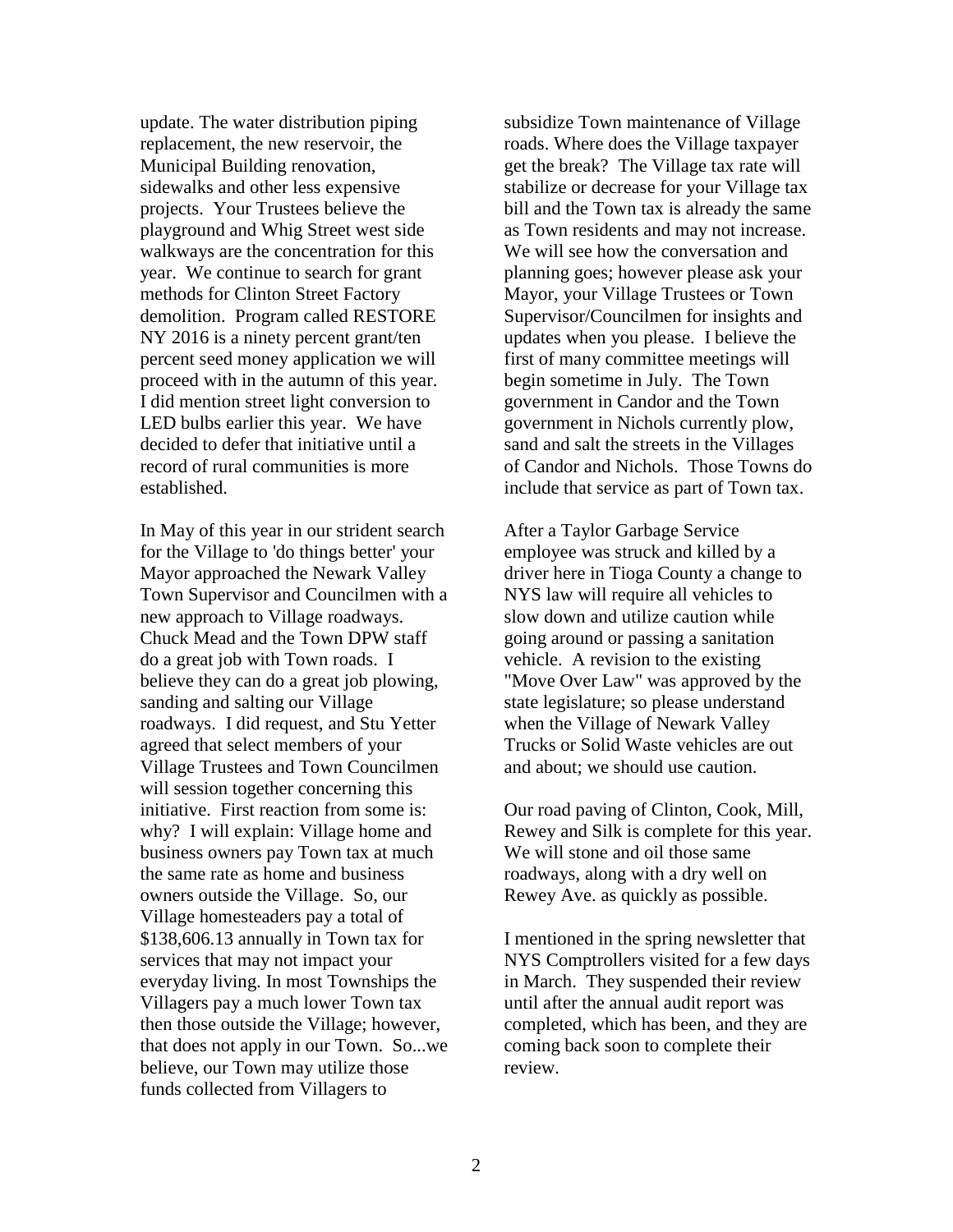update. The water distribution piping replacement, the new reservoir, the Municipal Building renovation, sidewalks and other less expensive projects. Your Trustees believe the playground and Whig Street west side walkways are the concentration for this year. We continue to search for grant methods for Clinton Street Factory demolition. Program called RESTORE NY 2016 is a ninety percent grant/ten percent seed money application we will proceed with in the autumn of this year. I did mention street light conversion to LED bulbs earlier this year. We have decided to defer that initiative until a record of rural communities is more established.

In May of this year in our strident search for the Village to 'do things better' your Mayor approached the Newark Valley Town Supervisor and Councilmen with a new approach to Village roadways. Chuck Mead and the Town DPW staff do a great job with Town roads. I believe they can do a great job plowing, sanding and salting our Village roadways. I did request, and Stu Yetter agreed that select members of your Village Trustees and Town Councilmen will session together concerning this initiative. First reaction from some is: why? I will explain: Village home and business owners pay Town tax at much the same rate as home and business owners outside the Village. So, our Village homesteaders pay a total of $138,606.13 annually in Town tax for services that may not impact your everyday living. In most Townships the Villagers pay a much lower Town tax then those outside the Village; however, that does not apply in our Town. So...we believe, our Town may utilize those funds collected from Villagers to subsidize Town maintenance of Village roads. Where does the Village taxpayer get the break? The Village tax rate will stabilize or decrease for your Village tax bill and the Town tax is already the same as Town residents and may not increase. We will see how the conversation and planning goes; however please ask your Mayor, your Village Trustees or Town Supervisor/Councilmen for insights and updates when you please. I believe the first of many committee meetings will begin sometime in July. The Town government in Candor and the Town government in Nichols currently plow, sand and salt the streets in the Villages of Candor and Nichols. Those Towns do include that service as part of Town tax.

After a Taylor Garbage Service employee was struck and killed by a driver here in Tioga County a change to NYS law will require all vehicles to slow down and utilize caution while going around or passing a sanitation vehicle. A revision to the existing "Move Over Law" was approved by the state legislature; so please understand when the Village of Newark Valley Trucks or Solid Waste vehicles are out and about; we should use caution.

Our road paving of Clinton, Cook, Mill, Rewey and Silk is complete for this year. We will stone and oil those same roadways, along with a dry well on Rewey Ave. as quickly as possible.

I mentioned in the spring newsletter that NYS Comptrollers visited for a few days in March. They suspended their review until after the annual audit report was completed, which has been, and they are coming back soon to complete their review.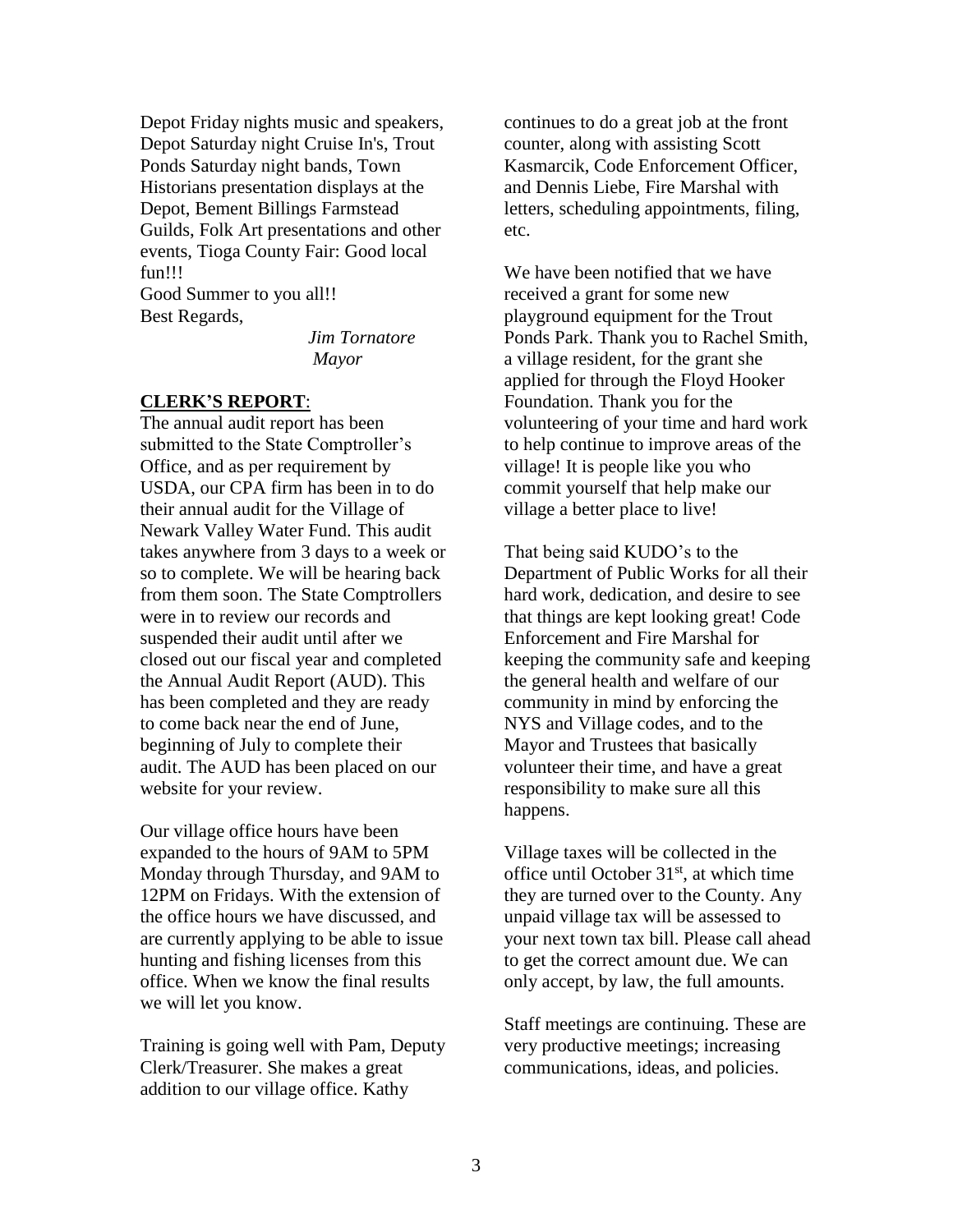Depot Friday nights music and speakers, Depot Saturday night Cruise In's, Trout Ponds Saturday night bands, Town Historians presentation displays at the Depot, Bement Billings Farmstead Guilds, Folk Art presentations and other events, Tioga County Fair: Good local fun!!!

Good Summer to you all!!

Best Regards,

*Jim Tornatore*
*Mayor*

**CLERK'S REPORT**:

The annual audit report has been submitted to the State Comptroller's Office, and as per requirement by USDA, our CPA firm has been in to do their annual audit for the Village of Newark Valley Water Fund. This audit takes anywhere from 3 days to a week or so to complete. We will be hearing back from them soon. The State Comptrollers were in to review our records and suspended their audit until after we closed out our fiscal year and completed the Annual Audit Report (AUD). This has been completed and they are ready to come back near the end of June, beginning of July to complete their audit. The AUD has been placed on our website for your review.

Our village office hours have been expanded to the hours of 9AM to 5PM Monday through Thursday, and 9AM to 12PM on Fridays. With the extension of the office hours we have discussed, and are currently applying to be able to issue hunting and fishing licenses from this office. When we know the final results we will let you know.

Training is going well with Pam, Deputy Clerk/Treasurer. She makes a great addition to our village office. Kathy continues to do a great job at the front counter, along with assisting Scott Kasmarcik, Code Enforcement Officer, and Dennis Liebe, Fire Marshal with letters, scheduling appointments, filing, etc.

We have been notified that we have received a grant for some new playground equipment for the Trout Ponds Park. Thank you to Rachel Smith, a village resident, for the grant she applied for through the Floyd Hooker Foundation. Thank you for the volunteering of your time and hard work to help continue to improve areas of the village! It is people like you who commit yourself that help make our village a better place to live!

That being said KUDO's to the Department of Public Works for all their hard work, dedication, and desire to see that things are kept looking great! Code Enforcement and Fire Marshal for keeping the community safe and keeping the general health and welfare of our community in mind by enforcing the NYS and Village codes, and to the Mayor and Trustees that basically volunteer their time, and have a great responsibility to make sure all this happens.

Village taxes will be collected in the office until October 31st, at which time they are turned over to the County. Any unpaid village tax will be assessed to your next town tax bill. Please call ahead to get the correct amount due. We can only accept, by law, the full amounts.

Staff meetings are continuing. These are very productive meetings; increasing communications, ideas, and policies.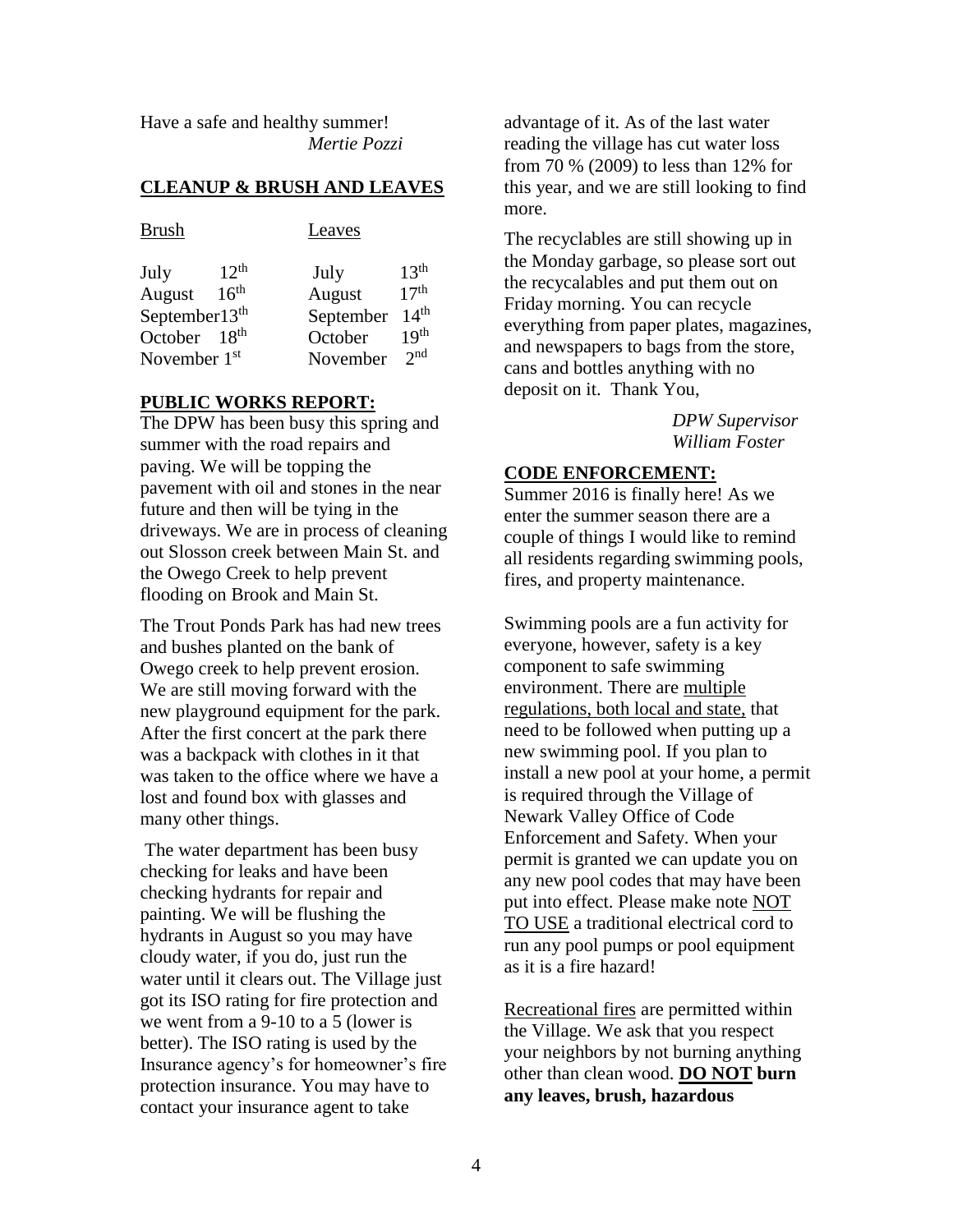Have a safe and healthy summer!

*Mertie Pozzi*

**CLEANUP & BRUSH AND LEAVES**

| Brush | | Leaves | |
|---|---|---|---|
| July | 12th | July | 13th |
| August | 16th | August | 17th |
| September | 13th | September | 14th |
| October | 18th | October | 19th |
| November | 1st | November | 2nd |

**PUBLIC WORKS REPORT:**

The DPW has been busy this spring and summer with the road repairs and paving. We will be topping the pavement with oil and stones in the near future and then will be tying in the driveways. We are in process of cleaning out Slosson creek between Main St. and the Owego Creek to help prevent flooding on Brook and Main St.

The Trout Ponds Park has had new trees and bushes planted on the bank of Owego creek to help prevent erosion. We are still moving forward with the new playground equipment for the park. After the first concert at the park there was a backpack with clothes in it that was taken to the office where we have a lost and found box with glasses and many other things.

The water department has been busy checking for leaks and have been checking hydrants for repair and painting. We will be flushing the hydrants in August so you may have cloudy water, if you do, just run the water until it clears out. The Village just got its ISO rating for fire protection and we went from a 9-10 to a 5 (lower is better). The ISO rating is used by the Insurance agency's for homeowner's fire protection insurance. You may have to contact your insurance agent to take advantage of it. As of the last water reading the village has cut water loss from 70 % (2009) to less than 12% for this year, and we are still looking to find more.

The recyclables are still showing up in the Monday garbage, so please sort out the recycalables and put them out on Friday morning. You can recycle everything from paper plates, magazines, and newspapers to bags from the store, cans and bottles anything with no deposit on it. Thank You,

*DPW Supervisor*
*William Foster*

**CODE ENFORCEMENT:**

Summer 2016 is finally here! As we enter the summer season there are a couple of things I would like to remind all residents regarding swimming pools, fires, and property maintenance.

Swimming pools are a fun activity for everyone, however, safety is a key component to safe swimming environment. There are multiple regulations, both local and state, that need to be followed when putting up a new swimming pool. If you plan to install a new pool at your home, a permit is required through the Village of Newark Valley Office of Code Enforcement and Safety. When your permit is granted we can update you on any new pool codes that may have been put into effect. Please make note NOT TO USE a traditional electrical cord to run any pool pumps or pool equipment as it is a fire hazard!

Recreational fires are permitted within the Village. We ask that you respect your neighbors by not burning anything other than clean wood. **DO NOT burn any leaves, brush, hazardous**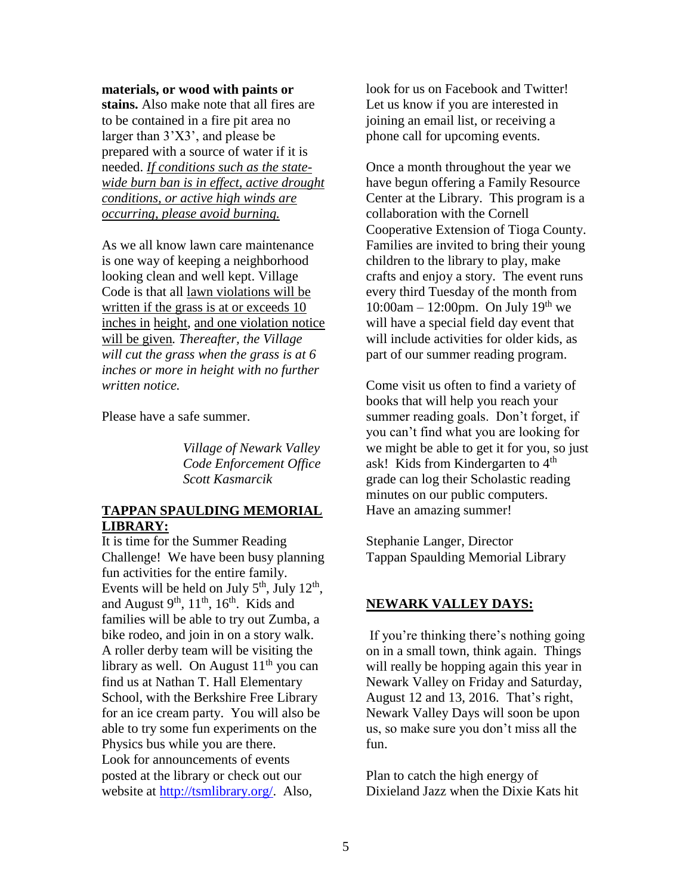**materials, or wood with paints or stains.** Also make note that all fires are to be contained in a fire pit area no larger than 3'X3', and please be prepared with a source of water if it is needed. *If conditions such as the state-wide burn ban is in effect, active drought conditions, or active high winds are occurring, please avoid burning.*

As we all know lawn care maintenance is one way of keeping a neighborhood looking clean and well kept. Village Code is that all lawn violations will be written if the grass is at or exceeds 10 inches in height, and one violation notice will be given. *Thereafter, the Village will cut the grass when the grass is at 6 inches or more in height with no further written notice.*

Please have a safe summer.

*Village of Newark Valley*
*Code Enforcement Office*
*Scott Kasmarcik*

## TAPPAN SPAULDING MEMORIAL LIBRARY:

It is time for the Summer Reading Challenge! We have been busy planning fun activities for the entire family. Events will be held on July 5th, July 12th, and August 9th, 11th, 16th. Kids and families will be able to try out Zumba, a bike rodeo, and join in on a story walk. A roller derby team will be visiting the library as well. On August 11th you can find us at Nathan T. Hall Elementary School, with the Berkshire Free Library for an ice cream party. You will also be able to try some fun experiments on the Physics bus while you are there. Look for announcements of events posted at the library or check out our website at http://tsmlibrary.org/. Also, look for us on Facebook and Twitter! Let us know if you are interested in joining an email list, or receiving a phone call for upcoming events.

Once a month throughout the year we have begun offering a Family Resource Center at the Library. This program is a collaboration with the Cornell Cooperative Extension of Tioga County. Families are invited to bring their young children to the library to play, make crafts and enjoy a story. The event runs every third Tuesday of the month from 10:00am – 12:00pm. On July 19th we will have a special field day event that will include activities for older kids, as part of our summer reading program.

Come visit us often to find a variety of books that will help you reach your summer reading goals. Don't forget, if you can't find what you are looking for we might be able to get it for you, so just ask! Kids from Kindergarten to 4th grade can log their Scholastic reading minutes on our public computers. Have an amazing summer!

Stephanie Langer, Director
Tappan Spaulding Memorial Library

## NEWARK VALLEY DAYS:

If you're thinking there's nothing going on in a small town, think again. Things will really be hopping again this year in Newark Valley on Friday and Saturday, August 12 and 13, 2016. That's right, Newark Valley Days will soon be upon us, so make sure you don't miss all the fun.

Plan to catch the high energy of Dixieland Jazz when the Dixie Kats hit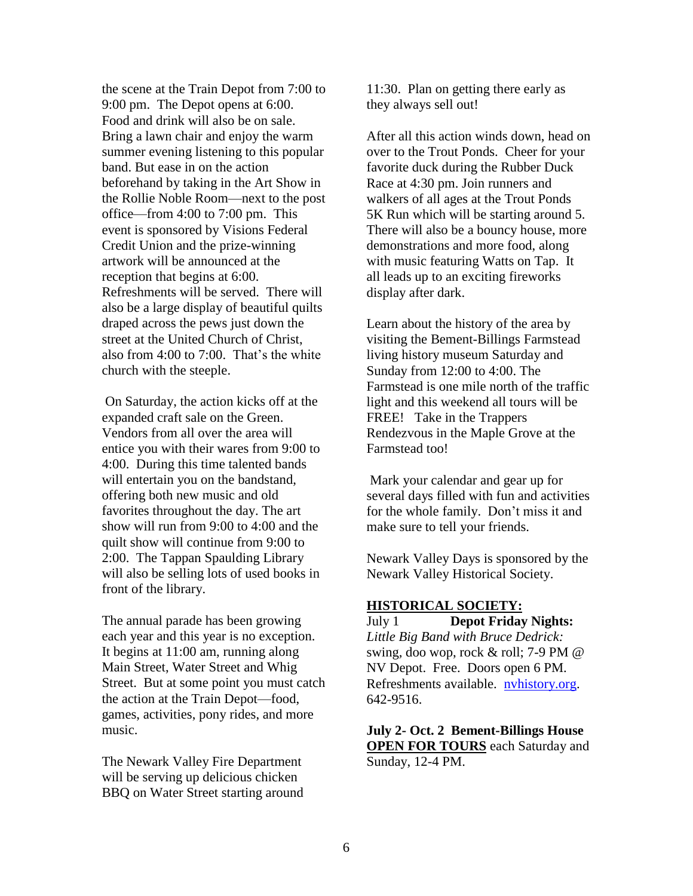the scene at the Train Depot from 7:00 to 9:00 pm. The Depot opens at 6:00. Food and drink will also be on sale. Bring a lawn chair and enjoy the warm summer evening listening to this popular band. But ease in on the action beforehand by taking in the Art Show in the Rollie Noble Room—next to the post office—from 4:00 to 7:00 pm. This event is sponsored by Visions Federal Credit Union and the prize-winning artwork will be announced at the reception that begins at 6:00. Refreshments will be served. There will also be a large display of beautiful quilts draped across the pews just down the street at the United Church of Christ, also from 4:00 to 7:00. That's the white church with the steeple.

On Saturday, the action kicks off at the expanded craft sale on the Green. Vendors from all over the area will entice you with their wares from 9:00 to 4:00. During this time talented bands will entertain you on the bandstand, offering both new music and old favorites throughout the day. The art show will run from 9:00 to 4:00 and the quilt show will continue from 9:00 to 2:00. The Tappan Spaulding Library will also be selling lots of used books in front of the library.

The annual parade has been growing each year and this year is no exception. It begins at 11:00 am, running along Main Street, Water Street and Whig Street. But at some point you must catch the action at the Train Depot—food, games, activities, pony rides, and more music.

The Newark Valley Fire Department will be serving up delicious chicken BBQ on Water Street starting around 11:30. Plan on getting there early as they always sell out!

After all this action winds down, head on over to the Trout Ponds. Cheer for your favorite duck during the Rubber Duck Race at 4:30 pm. Join runners and walkers of all ages at the Trout Ponds 5K Run which will be starting around 5. There will also be a bouncy house, more demonstrations and more food, along with music featuring Watts on Tap. It all leads up to an exciting fireworks display after dark.

Learn about the history of the area by visiting the Bement-Billings Farmstead living history museum Saturday and Sunday from 12:00 to 4:00. The Farmstead is one mile north of the traffic light and this weekend all tours will be FREE! Take in the Trappers Rendezvous in the Maple Grove at the Farmstead too!

Mark your calendar and gear up for several days filled with fun and activities for the whole family. Don't miss it and make sure to tell your friends.

Newark Valley Days is sponsored by the Newark Valley Historical Society.

**HISTORICAL SOCIETY:**

July 1 **Depot Friday Nights:** *Little Big Band with Bruce Dedrick:* swing, doo wop, rock & roll; 7-9 PM @ NV Depot. Free. Doors open 6 PM. Refreshments available. nvhistory.org. 642-9516.

**July 2- Oct. 2 Bement-Billings House** **OPEN FOR TOURS** each Saturday and Sunday, 12-4 PM.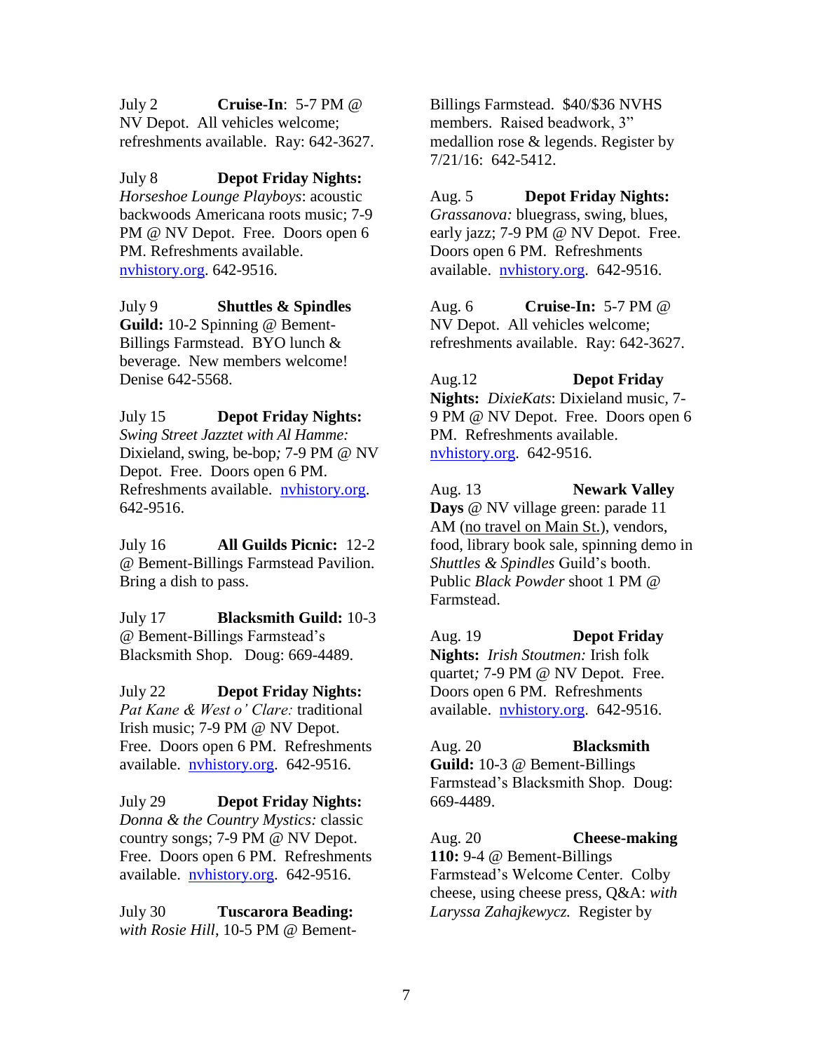July 2 **Cruise-In**: 5-7 PM @ NV Depot. All vehicles welcome; refreshments available. Ray: 642-3627.

July 8 **Depot Friday Nights:** *Horseshoe Lounge Playboys*: acoustic backwoods Americana roots music; 7-9 PM @ NV Depot. Free. Doors open 6 PM. Refreshments available. nvhistory.org. 642-9516.

July 9 **Shuttles & Spindles Guild:** 10-2 Spinning @ Bement-Billings Farmstead. BYO lunch & beverage. New members welcome! Denise 642-5568.

July 15 **Depot Friday Nights:** *Swing Street Jazztet with Al Hamme:* Dixieland, swing, be-bop*;* 7-9 PM @ NV Depot. Free. Doors open 6 PM. Refreshments available. nvhistory.org. 642-9516.

July 16 **All Guilds Picnic:** 12-2 @ Bement-Billings Farmstead Pavilion. Bring a dish to pass.

July 17 **Blacksmith Guild:** 10-3 @ Bement-Billings Farmstead's Blacksmith Shop. Doug: 669-4489.

July 22 **Depot Friday Nights:** *Pat Kane & West o' Clare:* traditional Irish music; 7-9 PM @ NV Depot. Free. Doors open 6 PM. Refreshments available. nvhistory.org. 642-9516.

July 29 **Depot Friday Nights:** *Donna & the Country Mystics:* classic country songs; 7-9 PM @ NV Depot. Free. Doors open 6 PM. Refreshments available. nvhistory.org. 642-9516.

July 30 **Tuscarora Beading:** *with Rosie Hill*, 10-5 PM @ Bement-Billings Farmstead. $40/$36 NVHS members. Raised beadwork, 3" medallion rose & legends. Register by 7/21/16: 642-5412.

Aug. 5 **Depot Friday Nights:** *Grassanova:* bluegrass, swing, blues, early jazz; 7-9 PM @ NV Depot. Free. Doors open 6 PM. Refreshments available. nvhistory.org. 642-9516.

Aug. 6 **Cruise-In:** 5-7 PM @ NV Depot. All vehicles welcome; refreshments available. Ray: 642-3627.

Aug.12 **Depot Friday Nights:** *DixieKats*: Dixieland music, 7-9 PM @ NV Depot. Free. Doors open 6 PM. Refreshments available. nvhistory.org. 642-9516.

Aug. 13 **Newark Valley Days** @ NV village green: parade 11 AM (no travel on Main St.), vendors, food, library book sale, spinning demo in *Shuttles & Spindles* Guild's booth. Public *Black Powder* shoot 1 PM @ Farmstead.

Aug. 19 **Depot Friday Nights:** *Irish Stoutmen:* Irish folk quartet*;* 7-9 PM @ NV Depot. Free. Doors open 6 PM. Refreshments available. nvhistory.org. 642-9516.

Aug. 20 **Blacksmith Guild:** 10-3 @ Bement-Billings Farmstead's Blacksmith Shop. Doug: 669-4489.

Aug. 20 **Cheese-making 110:** 9-4 @ Bement-Billings Farmstead's Welcome Center. Colby cheese, using cheese press, Q&A: *with Laryssa Zahajkewycz.* Register by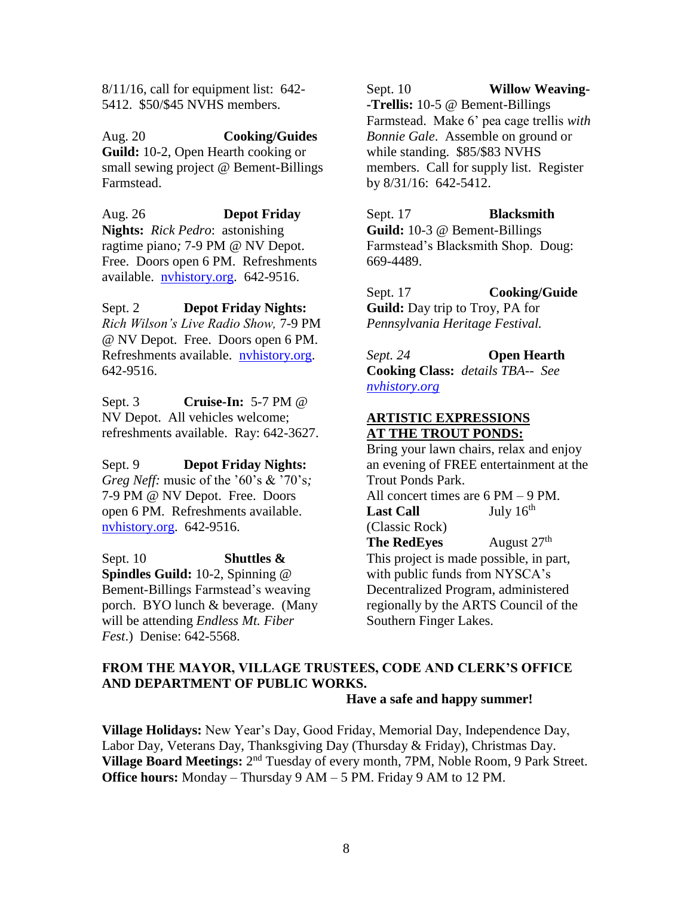8/11/16, call for equipment list: 642-5412. $50/$45 NVHS members.

Aug. 20 **Cooking/Guides Guild:** 10-2, Open Hearth cooking or small sewing project @ Bement-Billings Farmstead.

Aug. 26 **Depot Friday Nights:** *Rick Pedro*: astonishing ragtime piano*;* 7-9 PM @ NV Depot. Free. Doors open 6 PM. Refreshments available. nvhistory.org. 642-9516.

Sept. 2 **Depot Friday Nights:** *Rich Wilson's Live Radio Show,* 7-9 PM @ NV Depot. Free. Doors open 6 PM. Refreshments available. nvhistory.org. 642-9516.

Sept. 3 **Cruise-In:** 5-7 PM @ NV Depot. All vehicles welcome; refreshments available. Ray: 642-3627.

Sept. 9 **Depot Friday Nights:** *Greg Neff:* music of the '60's & '70's*;* 7-9 PM @ NV Depot. Free. Doors open 6 PM. Refreshments available. nvhistory.org. 642-9516.

Sept. 10 **Shuttles & Spindles Guild:** 10-2, Spinning @ Bement-Billings Farmstead's weaving porch. BYO lunch & beverage. (Many will be attending *Endless Mt. Fiber Fest*.) Denise: 642-5568.

Sept. 10 **Willow Weaving--Trellis:** 10-5 @ Bement-Billings Farmstead. Make 6' pea cage trellis *with Bonnie Gale*. Assemble on ground or while standing. $85/$83 NVHS members. Call for supply list. Register by 8/31/16: 642-5412.

Sept. 17 **Blacksmith Guild:** 10-3 @ Bement-Billings Farmstead's Blacksmith Shop. Doug: 669-4489.

Sept. 17 **Cooking/Guide Guild:** Day trip to Troy, PA for *Pennsylvania Heritage Festival.*

*Sept. 24* **Open Hearth Cooking Class:** *details TBA-- See nvhistory.org*

**ARTISTIC EXPRESSIONS AT THE TROUT PONDS:**

Bring your lawn chairs, relax and enjoy an evening of FREE entertainment at the Trout Ponds Park.

All concert times are 6 PM – 9 PM.

**Last Call** July 16th (Classic Rock)

**The RedEyes** August 27th

This project is made possible, in part, with public funds from NYSCA's Decentralized Program, administered regionally by the ARTS Council of the Southern Finger Lakes.

**FROM THE MAYOR, VILLAGE TRUSTEES, CODE AND CLERK'S OFFICE AND DEPARTMENT OF PUBLIC WORKS.**

**Have a safe and happy summer!**

**Village Holidays:** New Year's Day, Good Friday, Memorial Day, Independence Day, Labor Day, Veterans Day, Thanksgiving Day (Thursday & Friday), Christmas Day.
**Village Board Meetings:** 2nd Tuesday of every month, 7PM, Noble Room, 9 Park Street.
**Office hours:** Monday – Thursday 9 AM – 5 PM. Friday 9 AM to 12 PM.